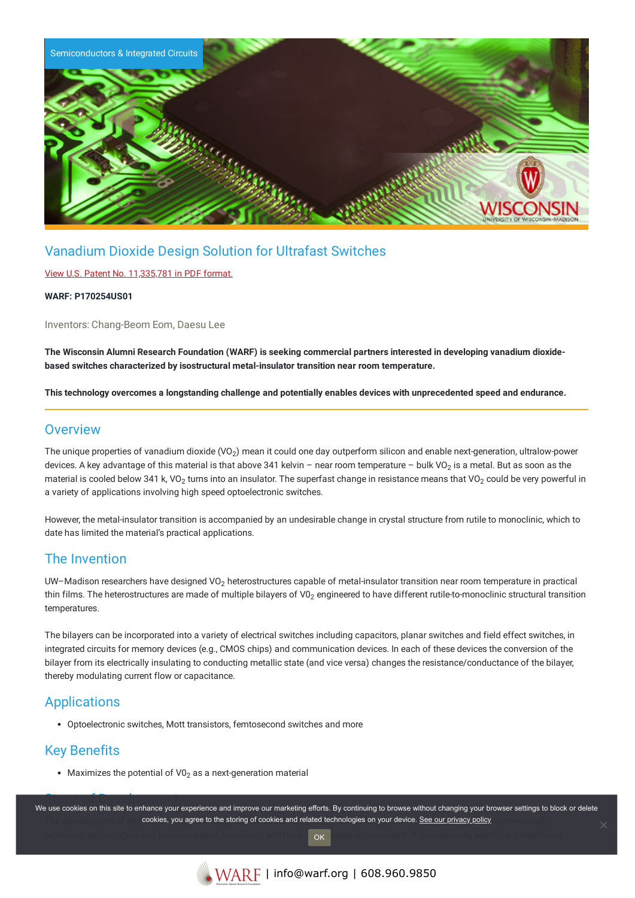Semiconductors & Integrated Circuits

## Vanadium Dioxide Design Solution for Ultrafast Switches

[View U.S. Patent No. 11,335,781 in PDF format.]

**WARF: P170254US01**

Inventors: Chang-Beom Eom, Daesu Lee

**The Wisconsin Alumni Research Foundation (WARF) is seeking commercial partners interested in developing vanadium dioxide-based switches characterized by isostructural metal-insulator transition near room temperature.**

**This technology overcomes a longstanding challenge and potentially enables devices with unprecedented speed and endurance.**

## Overview

The unique properties of vanadium dioxide ($VO_2$) mean it could one day outperform silicon and enable next-generation, ultralow-power devices. A key advantage of this material is that above 341 kelvin – near room temperature – bulk $VO_2$ is a metal. But as soon as the material is cooled below 341 k, $VO_2$ turns into an insulator. The superfast change in resistance means that $VO_2$ could be very powerful in a variety of applications involving high speed optoelectronic switches.

However, the metal-insulator transition is accompanied by an undesirable change in crystal structure from rutile to monoclinic, which to date has limited the material's practical applications.

## The Invention

UW–Madison researchers have designed $VO_2$ heterostructures capable of metal-insulator transition near room temperature in practical thin films. The heterostructures are made of multiple bilayers of $V0_2$ engineered to have different rutile-to-monoclinic structural transition temperatures.

The bilayers can be incorporated into a variety of electrical switches including capacitors, planar switches and field effect switches, in integrated circuits for memory devices (e.g., CMOS chips) and communication devices. In each of these devices the conversion of the bilayer from its electrically insulating to conducting metallic state (and vice versa) changes the resistance/conductance of the bilayer, thereby modulating current flow or capacitance.

## Applications

- Optoelectronic switches, Mott transistors, femtosecond switches and more

## Key Benefits

- Maximizes the potential of $V0_2$ as a next-generation material

We use cookies on this site to enhance your experience and improve our marketing efforts. By continuing to browse without changing your browser settings to block or delete cookies, you agree to the storing of cookies and related technologies on your device. See our privacy policy

OK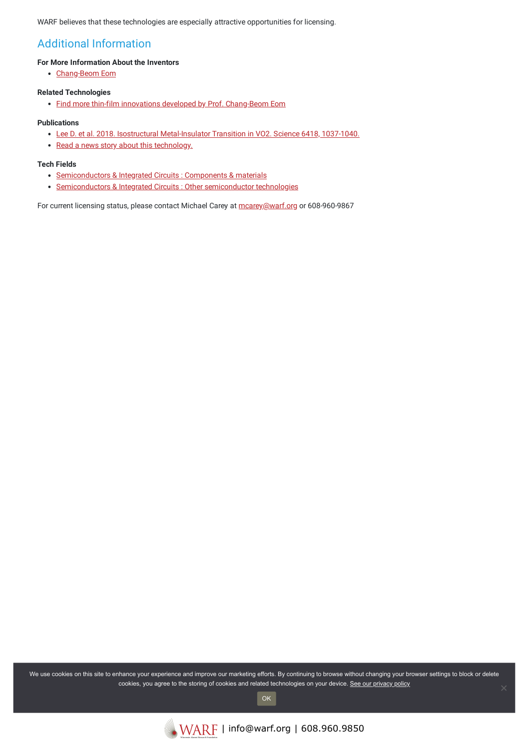WARF believes that these technologies are especially attractive opportunities for licensing.

## Additional Information

**For More Information About the Inventors**

- Chang-Beom Eom

**Related Technologies**

- Find more thin-film innovations developed by Prof. Chang-Beom Eom

**Publications**

- Lee D. et al. 2018. Isostructural Metal-Insulator Transition in VO2. Science 6418, 1037-1040.
- Read a news story about this technology.

**Tech Fields**

- Semiconductors & Integrated Circuits : Components & materials
- Semiconductors & Integrated Circuits : Other semiconductor technologies

For current licensing status, please contact Michael Carey at mcarey@warf.org or 608-960-9867